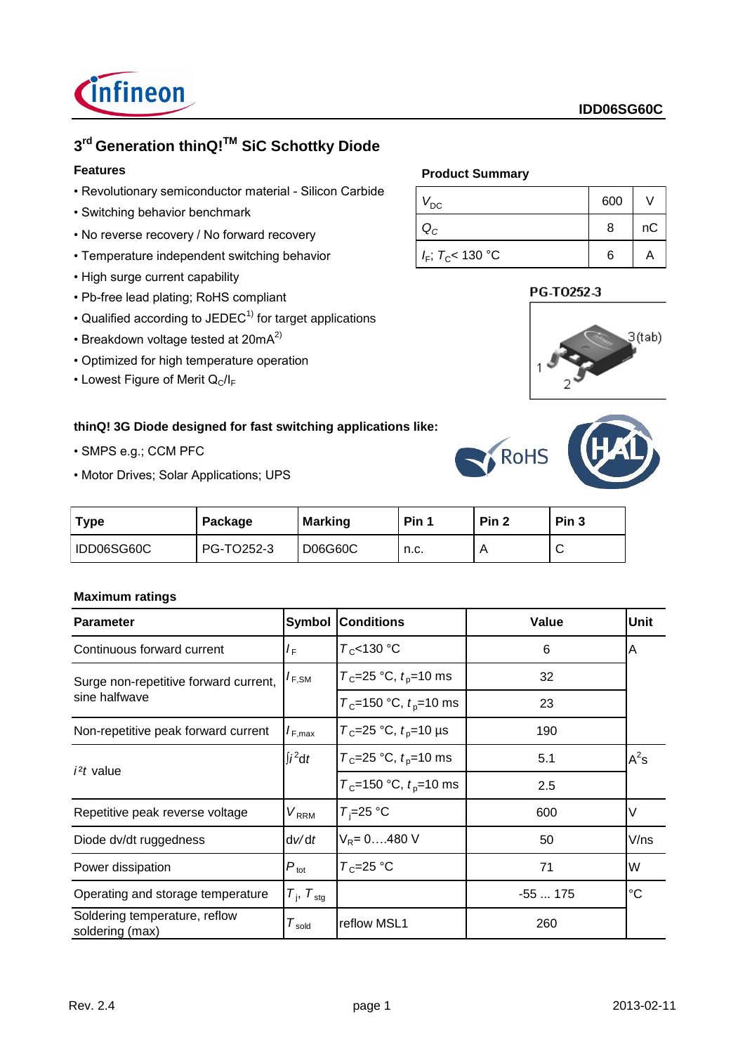IDD06SG60C

# 3rd Generation thinQ!™ SiC Schottky Diode

## Features

- Revolutionary semiconductor material - Silicon Carbide
- Switching behavior benchmark
- No reverse recovery / No forward recovery
- Temperature independent switching behavior
- High surge current capability
- Pb-free lead plating; RoHS compliant
- Qualified according to JEDEC[1)] for target applications
- Breakdown voltage tested at 20mA[2)]
- Optimized for high temperature operation
- Lowest Figure of Merit $Q_C/I_F$

## Product Summary

| | | |
|---|---|---|
| $V_{DC}$ | 600 | V |
| $Q_C$ | 8 | nC |
| $I_F$; $T_C$< 130 °C | 6 | A |

PG-TO252-3

1 2 3(tab)

**thinQ! 3G Diode designed for fast switching applications like:**

- SMPS e.g.; CCM PFC
- Motor Drives; Solar Applications; UPS

RoHS

| Type | Package | Marking | Pin 1 | Pin 2 | Pin 3 |
|---|---|---|---|---|---|
| IDD06SG60C | PG-TO252-3 | D06G60C | n.c. | A | C |

**Maximum ratings**

| Parameter | Symbol | Conditions | Value | Unit |
|---|---|---|---|---|
| Continuous forward current | $I_F$ | $T_C$<130 °C | 6 | A |
| Surge non-repetitive forward current, sine halfwave | $I_{F,SM}$ | $T_C$=25 °C, $t_p$=10 ms | 32 | |
| | | $T_C$=150 °C, $t_p$=10 ms | 23 | |
| Non-repetitive peak forward current | $I_{F,max}$ | $T_C$=25 °C, $t_p$=10 µs | 190 | |
| $i^2t$ value | $\int i^2dt$ | $T_C$=25 °C, $t_p$=10 ms | 5.1 | $A^2s$ |
| | | $T_C$=150 °C, $t_p$=10 ms | 2.5 | |
| Repetitive peak reverse voltage | $V_{RRM}$ | $T_j$=25 °C | 600 | V |
| Diode dv/dt ruggedness | d$v$/d$t$ | $V_R$= 0….480 V | 50 | V/ns |
| Power dissipation | $P_{tot}$ | $T_C$=25 °C | 71 | W |
| Operating and storage temperature | $T_j$, $T_{stg}$ | | -55 ... 175 | °C |
| Soldering temperature, reflow soldering (max) | $T_{sold}$ | reflow MSL1 | 260 | |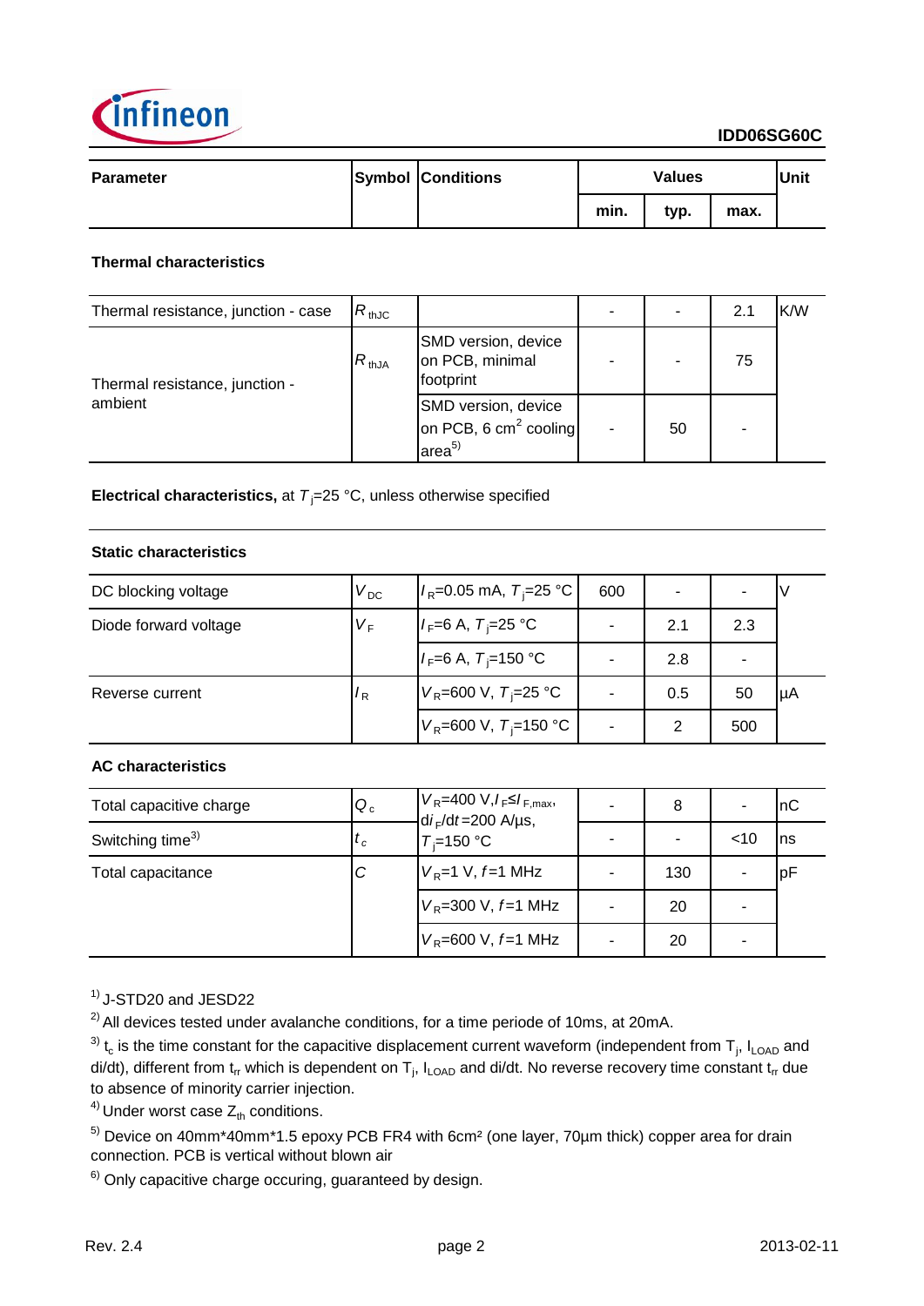| Parameter | Symbol | Conditions | Values | | | Unit |
|---|---|---|---|---|---|---|
| | | | min. | typ. | max. | |

**Thermal characteristics**

| Parameter | Symbol | Conditions | min. | typ. | max. | Unit |
|---|---|---|---|---|---|---|
| Thermal resistance, junction - case | $R_{thJC}$ | | - | - | 2.1 | K/W |
| Thermal resistance, junction - ambient | $R_{thJA}$ | SMD version, device on PCB, minimal footprint | - | - | 75 | |
| | | SMD version, device on PCB, 6 $cm^2$ cooling area[5] | - | 50 | - | |

**Electrical characteristics,** at $T_j$=25 °C, unless otherwise specified

**Static characteristics**

| Parameter | Symbol | Conditions | min. | typ. | max. | Unit |
|---|---|---|---|---|---|---|
| DC blocking voltage | $V_{DC}$ | $I_R$=0.05 mA, $T_j$=25 °C | 600 | - | - | V |
| Diode forward voltage | $V_F$ | $I_F$=6 A, $T_j$=25 °C | - | 2.1 | 2.3 | |
| | | $I_F$=6 A, $T_j$=150 °C | - | 2.8 | - | |
| Reverse current | $I_R$ | $V_R$=600 V, $T_j$=25 °C | - | 0.5 | 50 | µA |
| | | $V_R$=600 V, $T_j$=150 °C | - | 2 | 500 | |

**AC characteristics**

| Parameter | Symbol | Conditions | min. | typ. | max. | Unit |
|---|---|---|---|---|---|---|
| Total capacitive charge | $Q_c$ | $V_R$=400 V, $I_F \leq I_{F,max}$, $di_F/dt$=200 A/µs, $T_j$=150 °C | - | 8 | - | nC |
| Switching time[3] | $t_c$ | | - | - | <10 | ns |
| Total capacitance | $C$ | $V_R$=1 V, $f$=1 MHz | - | 130 | - | pF |
| | | $V_R$=300 V, $f$=1 MHz | - | 20 | - | |
| | | $V_R$=600 V, $f$=1 MHz | - | 20 | - | |

[1] J-STD20 and JESD22

[2] All devices tested under avalanche conditions, for a time periode of 10ms, at 20mA.

[3] $t_c$ is the time constant for the capacitive displacement current waveform (independent from $T_j$, $I_{LOAD}$ and di/dt), different from $t_{rr}$ which is dependent on $T_j$, $I_{LOAD}$ and di/dt. No reverse recovery time constant $t_{rr}$ due to absence of minority carrier injection.

[4] Under worst case $Z_{th}$ conditions.

[5] Device on 40mm*40mm*1.5 epoxy PCB FR4 with 6cm² (one layer, 70µm thick) copper area for drain connection. PCB is vertical without blown air

[6] Only capacitive charge occuring, guaranteed by design.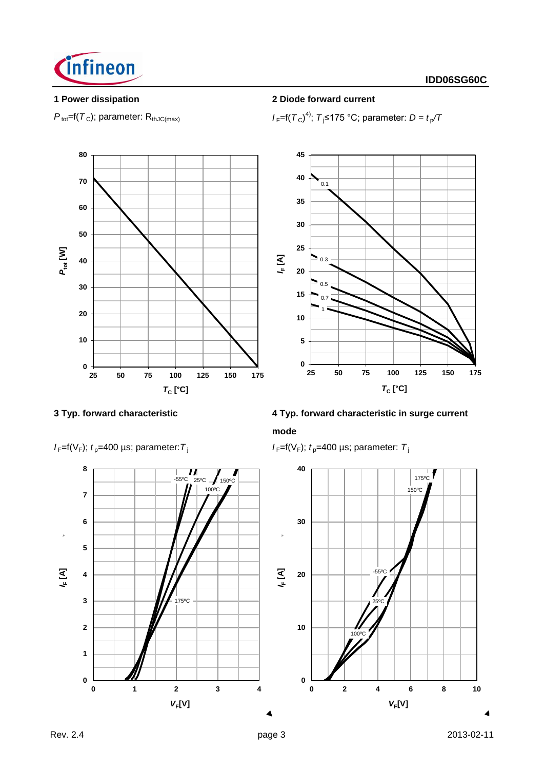### 1 Power dissipation

$P_{tot}$=f($T_C$); parameter: $R_{thJC(max)}$

### 2 Diode forward current

$I_F$=f($T_C$)[4]; $T_j$≤175 °C; parameter: $D = t_p/T$

### 3 Typ. forward characteristic

$I_F$=f($V_F$); $t_p$=400 µs; parameter: $T_j$

### 4 Typ. forward characteristic in surge current mode

$I_F$=f($V_F$); $t_p$=400 µs; parameter: $T_j$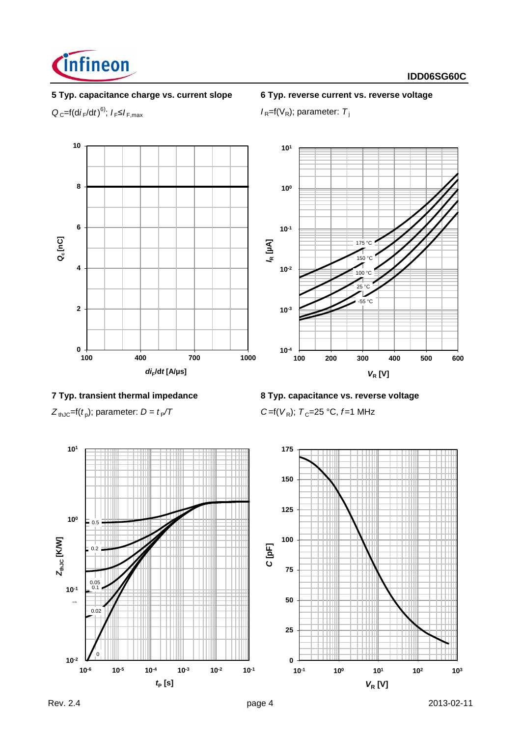### 5 Typ. capacitance charge vs. current slope

$Q_C$=f($di_F/dt$)[6]; $I_F \leq I_{F,max}$

### 6 Typ. reverse current vs. reverse voltage

$I_R$=f($V_R$); parameter: $T_j$

### 7 Typ. transient thermal impedance

$Z_{thJC}$=f($t_p$); parameter: $D = t_p/T$

### 8 Typ. capacitance vs. reverse voltage

$C$=f($V_R$); $T_C$=25 °C, $f$=1 MHz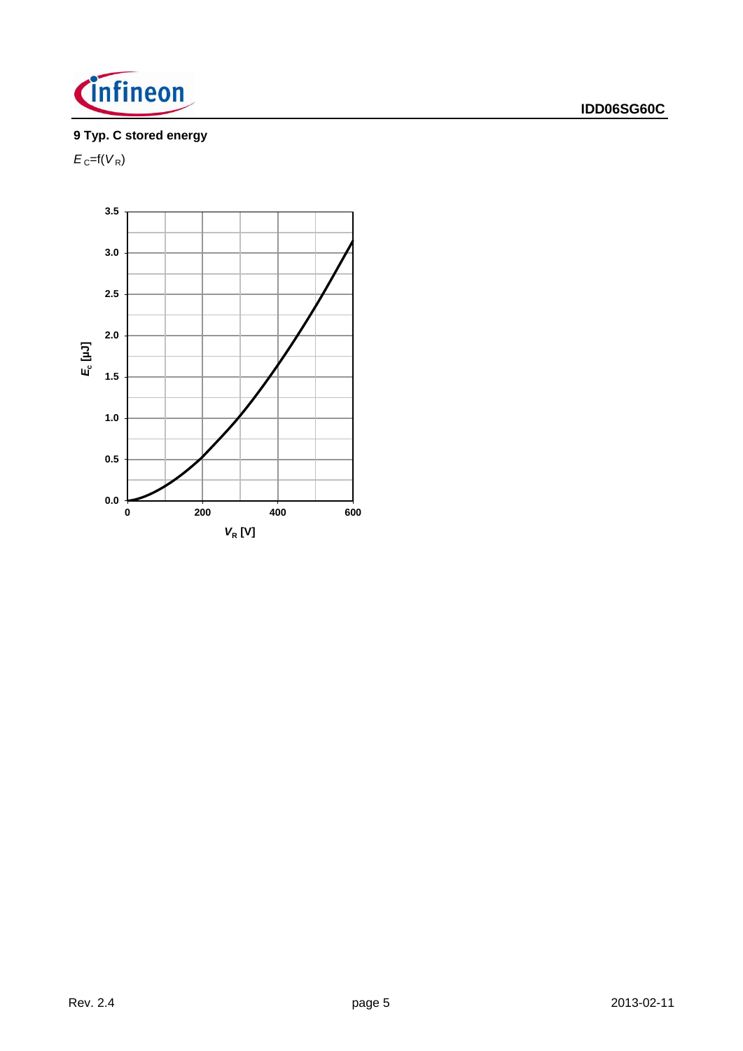**9 Typ. C stored energy**

$E_C$=f($V_R$)

$E_c$ [µJ]

3.5
3.0
2.5
2.0
1.5
1.0
0.5
0.0

0 200 400 600

$V_R$ [V]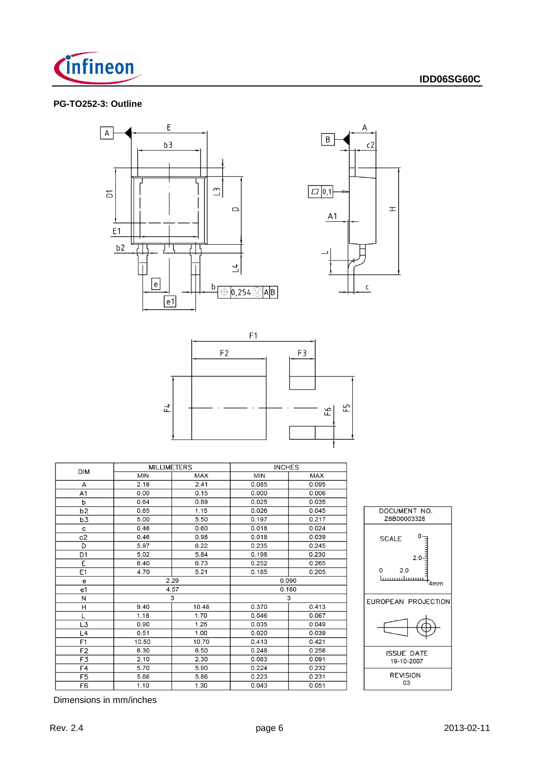## PG-TO252-3: Outline

| DIM | MILLIMETERS | | INCHES | |
|---|---|---|---|---|
| | MIN | MAX | MIN | MAX |
| A | 2.16 | 2.41 | 0.085 | 0.095 |
| A1 | 0.00 | 0.15 | 0.000 | 0.006 |
| b | 0.64 | 0.89 | 0.025 | 0.035 |
| b2 | 0.65 | 1.15 | 0.026 | 0.045 |
| b3 | 5.00 | 5.50 | 0.197 | 0.217 |
| c | 0.46 | 0.60 | 0.018 | 0.024 |
| c2 | 0.46 | 0.98 | 0.018 | 0.039 |
| D | 5.97 | 6.22 | 0.235 | 0.245 |
| D1 | 5.02 | 5.84 | 0.198 | 0.230 |
| E | 6.40 | 6.73 | 0.252 | 0.265 |
| E1 | 4.70 | 5.21 | 0.185 | 0.205 |
| e | 2.29 | | 0.090 | |
| e1 | 4.57 | | 0.180 | |
| N | 3 | | 3 | |
| H | 9.40 | 10.48 | 0.370 | 0.413 |
| L | 1.18 | 1.70 | 0.046 | 0.067 |
| L3 | 0.90 | 1.25 | 0.035 | 0.049 |
| L4 | 0.51 | 1.00 | 0.020 | 0.039 |
| F1 | 10.50 | 10.70 | 0.413 | 0.421 |
| F2 | 6.30 | 6.50 | 0.248 | 0.256 |
| F3 | 2.10 | 2.30 | 0.083 | 0.091 |
| F4 | 5.70 | 5.90 | 0.224 | 0.232 |
| F5 | 5.66 | 5.86 | 0.223 | 0.231 |
| F6 | 1.10 | 1.30 | 0.043 | 0.051 |

| DOCUMENT NO. |
|---|
| Z8B00003328 |
| SCALE 0 2.0 4mm |
| EUROPEAN PROJECTION |
| ISSUE DATE 19-10-2007 |
| REVISION 03 |

Dimensions in mm/inches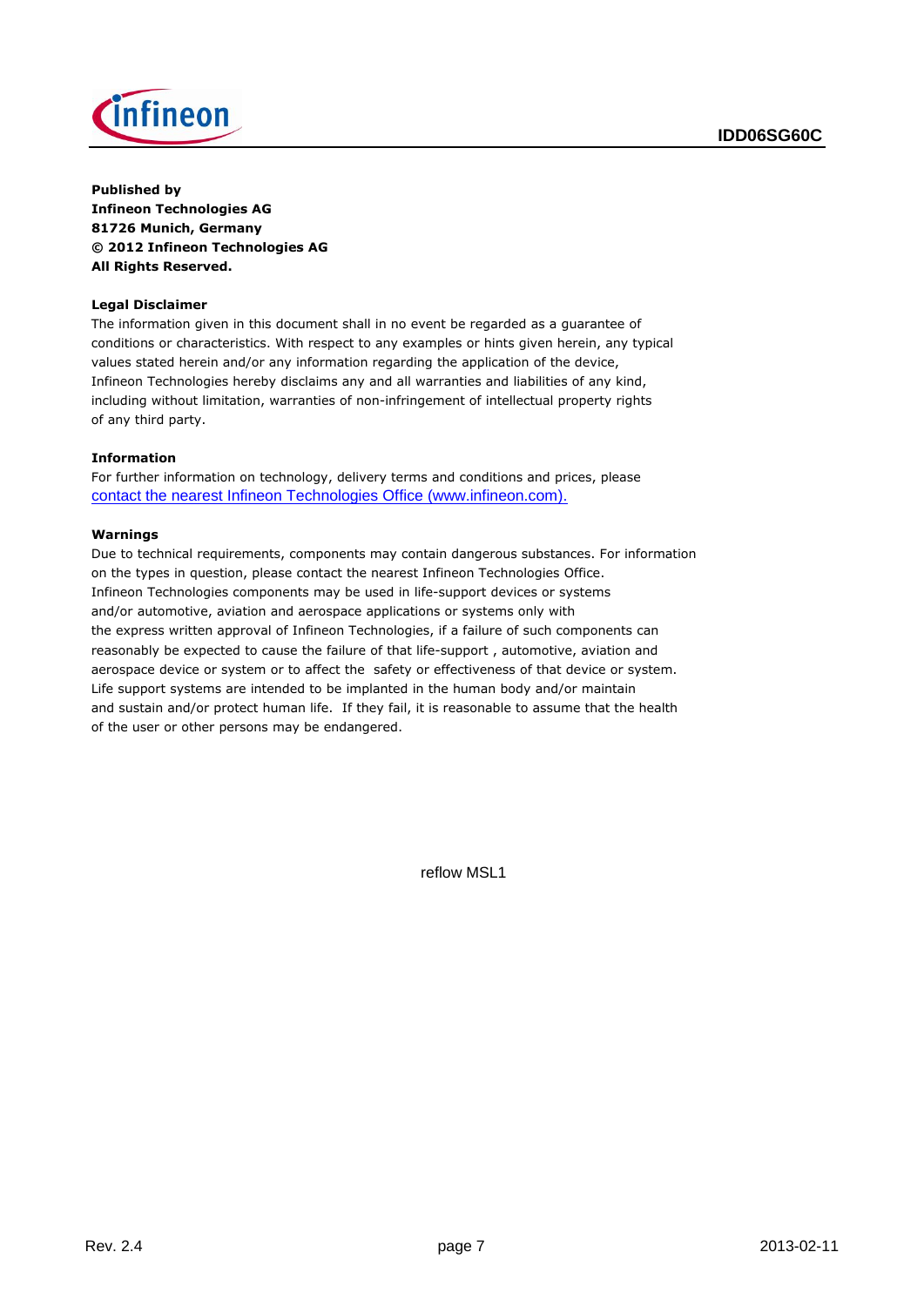**Published by**
**Infineon Technologies AG**
**81726 Munich, Germany**
**© 2012 Infineon Technologies AG**
**All Rights Reserved.**

**Legal Disclaimer**

The information given in this document shall in no event be regarded as a guarantee of conditions or characteristics. With respect to any examples or hints given herein, any typical values stated herein and/or any information regarding the application of the device, Infineon Technologies hereby disclaims any and all warranties and liabilities of any kind, including without limitation, warranties of non-infringement of intellectual property rights of any third party.

**Information**

For further information on technology, delivery terms and conditions and prices, please contact the nearest Infineon Technologies Office (www.infineon.com).

**Warnings**

Due to technical requirements, components may contain dangerous substances. For information on the types in question, please contact the nearest Infineon Technologies Office.
Infineon Technologies components may be used in life-support devices or systems and/or automotive, aviation and aerospace applications or systems only with the express written approval of Infineon Technologies, if a failure of such components can reasonably be expected to cause the failure of that life-support , automotive, aviation and aerospace device or system or to affect the safety or effectiveness of that device or system.
Life support systems are intended to be implanted in the human body and/or maintain and sustain and/or protect human life. If they fail, it is reasonable to assume that the health of the user or other persons may be endangered.

reflow MSL1